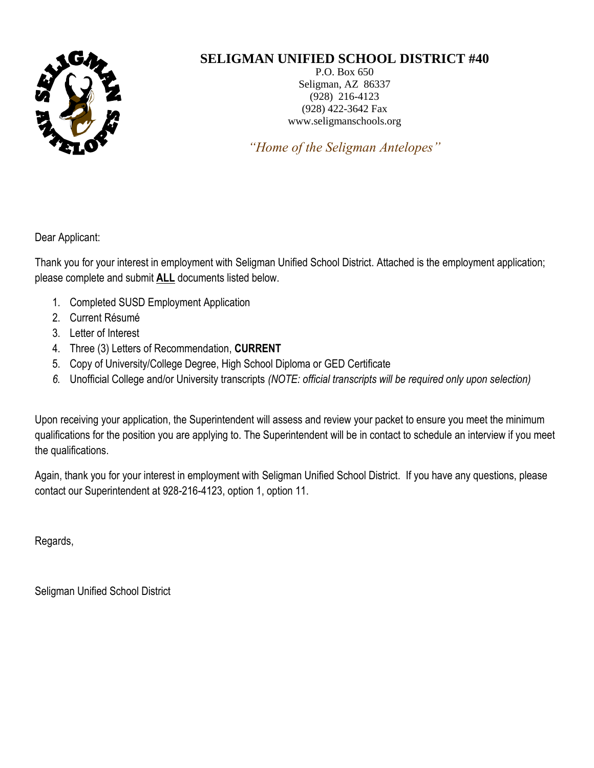# SELIGMAN UNIFIED SCHOOL DISTRICT #40

P.O. Box 650
Seligman, AZ 86337
(928) 216-4123
(928) 422-3642 Fax
www.seligmanschools.org

*"Home of the Seligman Antelopes"*

Dear Applicant:

Thank you for your interest in employment with Seligman Unified School District. Attached is the employment application; please complete and submit **ALL** documents listed below.

1. Completed SUSD Employment Application
2. Current Résumé
3. Letter of Interest
4. Three (3) Letters of Recommendation, **CURRENT**
5. Copy of University/College Degree, High School Diploma or GED Certificate
6. Unofficial College and/or University transcripts *(NOTE: official transcripts will be required only upon selection)*

Upon receiving your application, the Superintendent will assess and review your packet to ensure you meet the minimum qualifications for the position you are applying to. The Superintendent will be in contact to schedule an interview if you meet the qualifications.

Again, thank you for your interest in employment with Seligman Unified School District. If you have any questions, please contact our Superintendent at 928-216-4123, option 1, option 11.

Regards,

Seligman Unified School District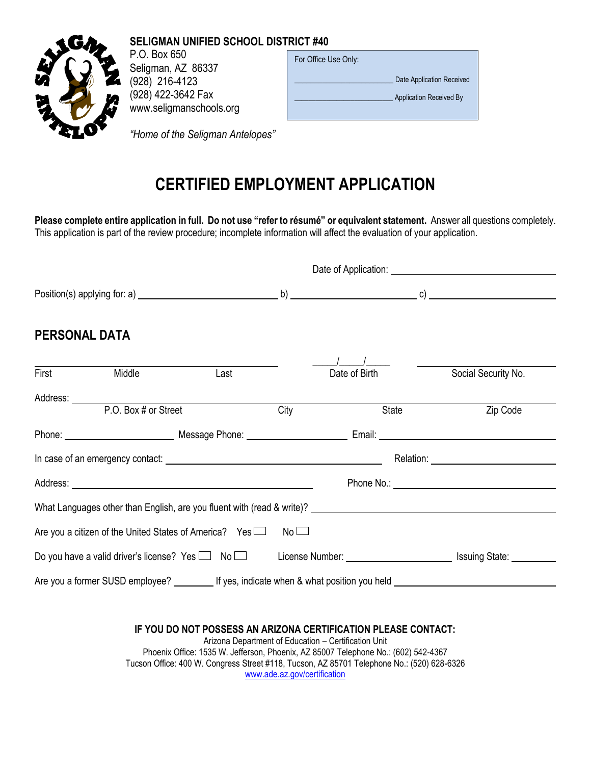**SELIGMAN UNIFIED SCHOOL DISTRICT #40**
P.O. Box 650
Seligman, AZ 86337
(928) 216-4123
(928) 422-3642 Fax
www.seligmanschools.org

*"Home of the Seligman Antelopes"*

| For Office Use Only: |
| --- |
| ______________________ Date Application Received |
| ______________________ Application Received By |

# CERTIFIED EMPLOYMENT APPLICATION

**Please complete entire application in full. Do not use "refer to résumé" or equivalent statement.** Answer all questions completely. This application is part of the review procedure; incomplete information will affect the evaluation of your application.

Date of Application: ______________________

Position(s) applying for: a) ____________________ b) ____________________ c) ____________________

## PERSONAL DATA

______________________________________ \_\_\_\_/\_\_\_\_/\_\_\_\_ ______________________

First Middle Last — Date of Birth — Social Security No.

Address: ______________________________________________________________

P.O. Box # or Street — City — State — Zip Code

Phone: ____________________ Message Phone: ____________________ Email: ____________________

In case of an emergency contact: ______________________________ Relation: ____________________

Address: ______________________________ Phone No.: ____________________

What Languages other than English, are you fluent with (read & write)? ______________________________

Are you a citizen of the United States of America? Yes ☐ No ☐

Do you have a valid driver's license? Yes ☐ No ☐ License Number: ____________________ Issuing State: ________

Are you a former SUSD employee? ________ If yes, indicate when & what position you held ______________________________

**IF YOU DO NOT POSSESS AN ARIZONA CERTIFICATION PLEASE CONTACT:**

Arizona Department of Education – Certification Unit
Phoenix Office: 1535 W. Jefferson, Phoenix, AZ 85007 Telephone No.: (602) 542-4367
Tucson Office: 400 W. Congress Street #118, Tucson, AZ 85701 Telephone No.: (520) 628-6326
www.ade.az.gov/certification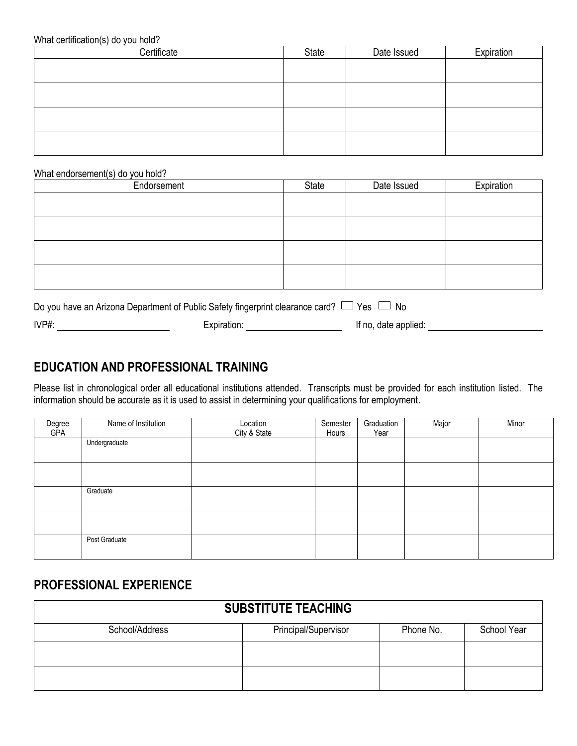What certification(s) do you hold?

| Certificate | State | Date Issued | Expiration |
|---|---|---|---|
| | | | |
| | | | |
| | | | |
| | | | |

What endorsement(s) do you hold?

| Endorsement | State | Date Issued | Expiration |
|---|---|---|---|
| | | | |
| | | | |
| | | | |
| | | | |

Do you have an Arizona Department of Public Safety fingerprint clearance card? ☐ Yes ☐ No

IVP#: ____________________ Expiration: ____________________ If no, date applied: ____________________

## EDUCATION AND PROFESSIONAL TRAINING

Please list in chronological order all educational institutions attended. Transcripts must be provided for each institution listed. The information should be accurate as it is used to assist in determining your qualifications for employment.

| Degree GPA | Name of Institution | Location City & State | Semester Hours | Graduation Year | Major | Minor |
|---|---|---|---|---|---|---|
| | Undergraduate | | | | | |
| | | | | | | |
| | Graduate | | | | | |
| | | | | | | |
| | Post Graduate | | | | | |

## PROFESSIONAL EXPERIENCE

| SUBSTITUTE TEACHING | | | |
|---|---|---|---|
| School/Address | Principal/Supervisor | Phone No. | School Year |
| | | | |
| | | | |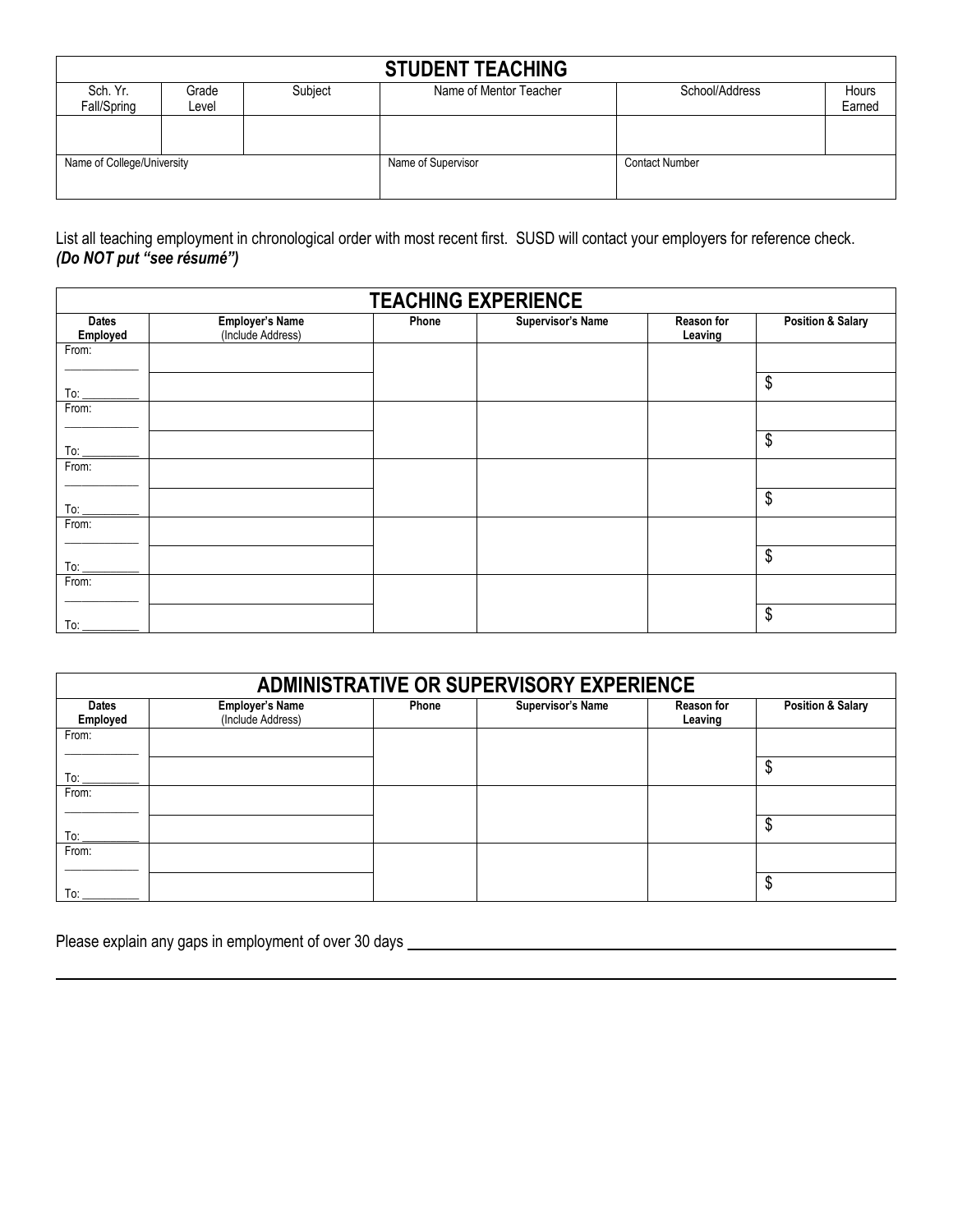| STUDENT TEACHING | | | | | |
|---|---|---|---|---|---|
| Sch. Yr. Fall/Spring | Grade Level | Subject | Name of Mentor Teacher | School/Address | Hours Earned |
| | | | | | |
| Name of College/University | | | Name of Supervisor | Contact Number | |
| | | | | | |

List all teaching employment in chronological order with most recent first. SUSD will contact your employers for reference check. ***(Do NOT put "see résumé")***

| TEACHING EXPERIENCE | | | | | |
|---|---|---|---|---|---|
| **Dates Employed** | **Employer's Name** (Include Address) | **Phone** | **Supervisor's Name** | **Reason for Leaving** | **Position & Salary** |
| From: ________ | | | | | |
| To: ________ | | | | | $ |
| From: ________ | | | | | |
| To: ________ | | | | | $ |
| From: ________ | | | | | |
| To: ________ | | | | | $ |
| From: ________ | | | | | |
| To: ________ | | | | | $ |
| From: ________ | | | | | |
| To: ________ | | | | | $ |

| ADMINISTRATIVE OR SUPERVISORY EXPERIENCE | | | | | |
|---|---|---|---|---|---|
| **Dates Employed** | **Employer's Name** (Include Address) | **Phone** | **Supervisor's Name** | **Reason for Leaving** | **Position & Salary** |
| From: ________ | | | | | |
| To: ________ | | | | | $ |
| From: ________ | | | | | |
| To: ________ | | | | | $ |
| From: ________ | | | | | |
| To: ________ | | | | | $ |

Please explain any gaps in employment of over 30 days ______________________________________________

______________________________________________________________________________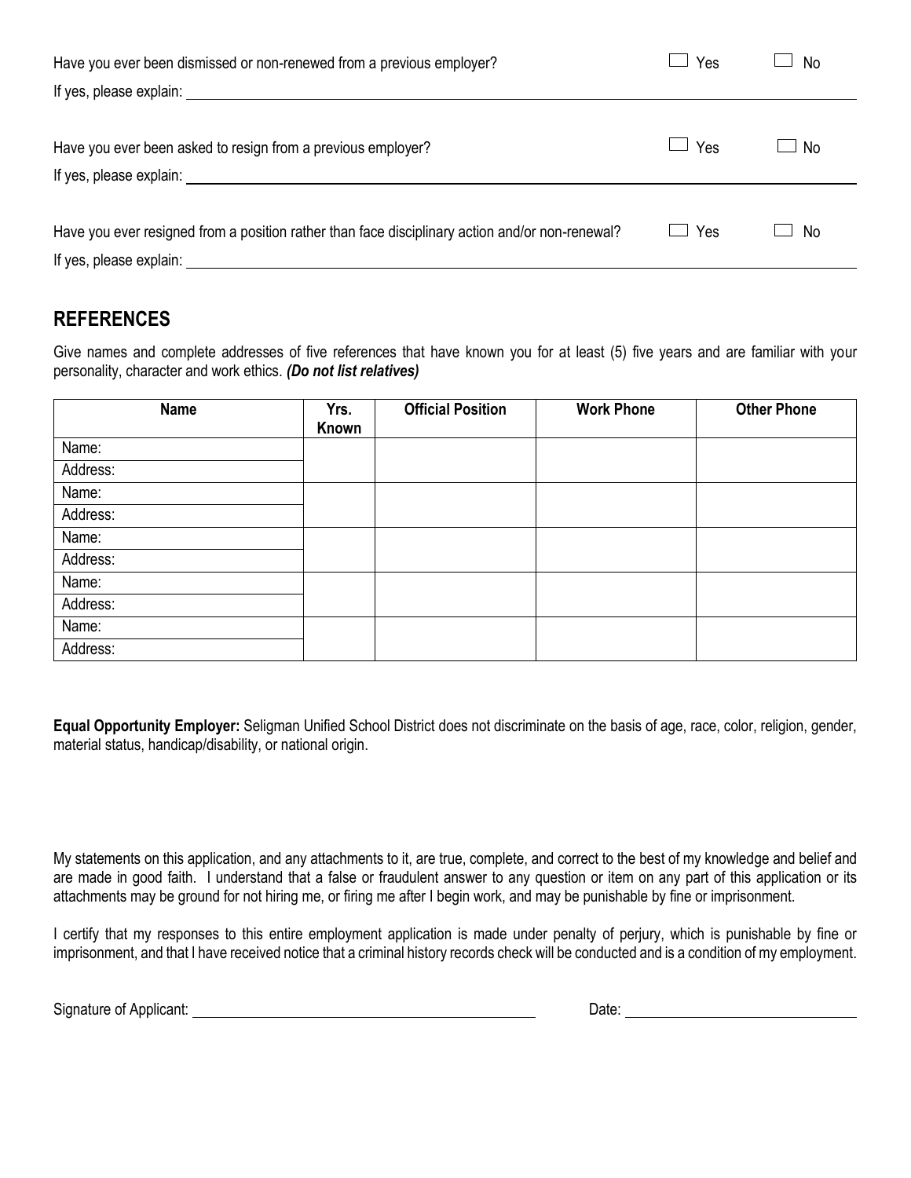Have you ever been dismissed or non-renewed from a previous employer? ☐ Yes ☐ No

If yes, please explain: ______________________________

Have you ever been asked to resign from a previous employer? ☐ Yes ☐ No

If yes, please explain: ______________________________

Have you ever resigned from a position rather than face disciplinary action and/or non-renewal? ☐ Yes ☐ No

If yes, please explain: ______________________________

## REFERENCES

Give names and complete addresses of five references that have known you for at least (5) five years and are familiar with your personality, character and work ethics. ***(Do not list relatives)***

| Name | Yrs. Known | Official Position | Work Phone | Other Phone |
|---|---|---|---|---|
| Name: | | | | |
| Address: | | | | |
| Name: | | | | |
| Address: | | | | |
| Name: | | | | |
| Address: | | | | |
| Name: | | | | |
| Address: | | | | |
| Name: | | | | |
| Address: | | | | |

**Equal Opportunity Employer:** Seligman Unified School District does not discriminate on the basis of age, race, color, religion, gender, material status, handicap/disability, or national origin.

My statements on this application, and any attachments to it, are true, complete, and correct to the best of my knowledge and belief and are made in good faith. I understand that a false or fraudulent answer to any question or item on any part of this application or its attachments may be ground for not hiring me, or firing me after I begin work, and may be punishable by fine or imprisonment.

I certify that my responses to this entire employment application is made under penalty of perjury, which is punishable by fine or imprisonment, and that I have received notice that a criminal history records check will be conducted and is a condition of my employment.

Signature of Applicant: ______________________________ Date: ______________________________